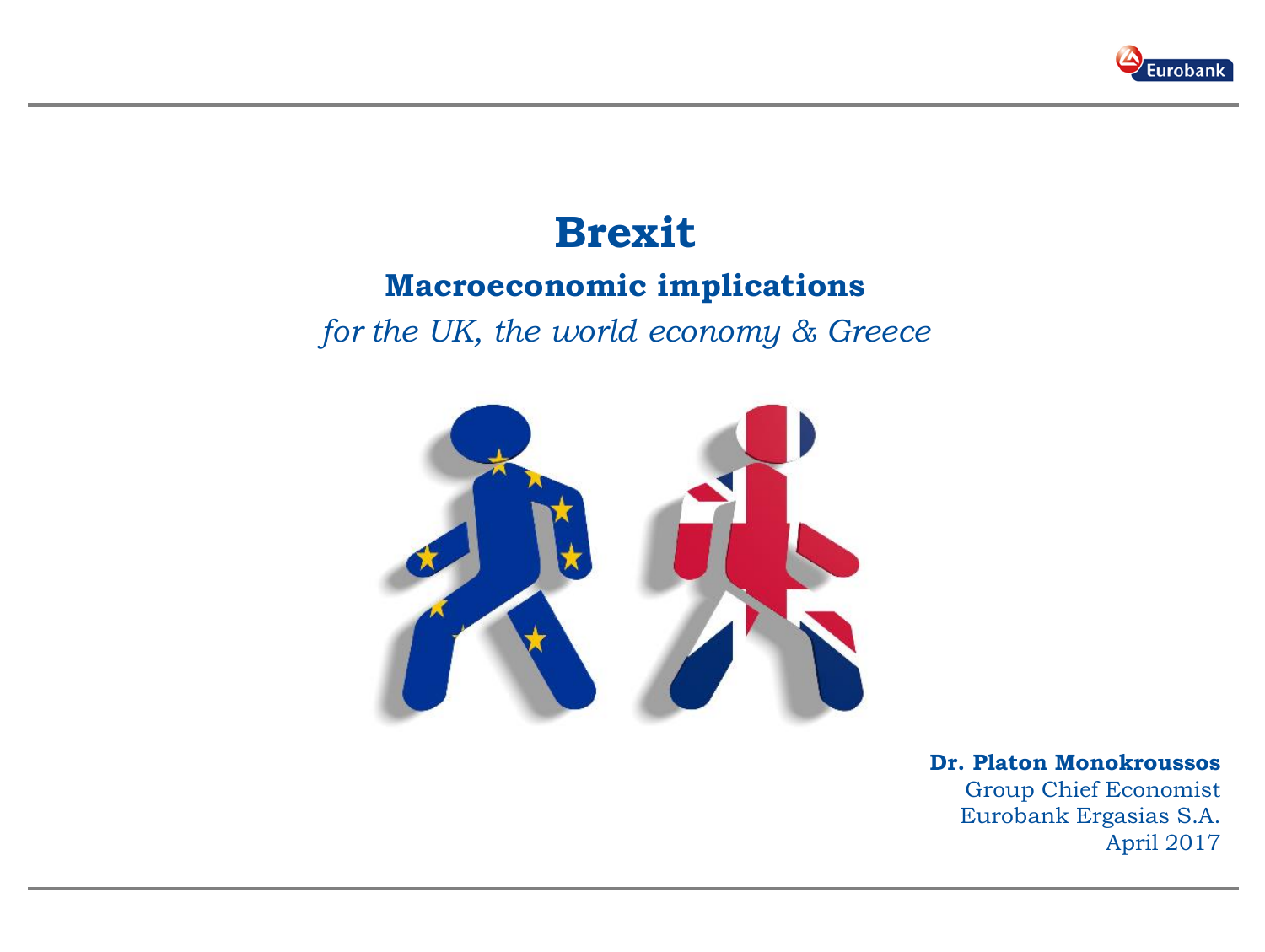# Brexit

## Macroeconomic implications

*for the UK, the world economy & Greece*

**Dr. Platon Monokroussos**
Group Chief Economist
Eurobank Ergasias S.A.
April 2017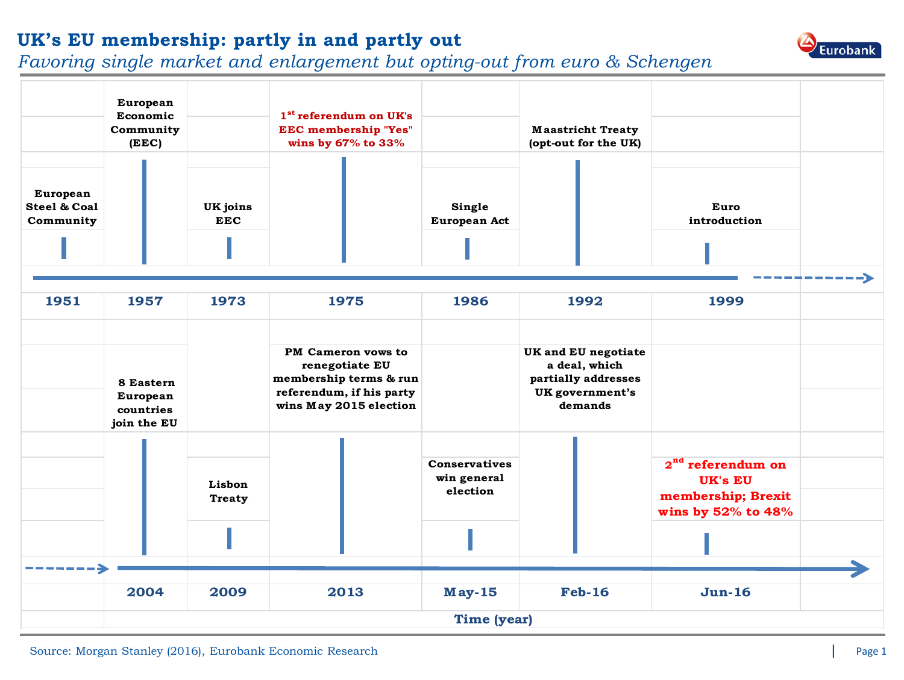# UK's EU membership: partly in and partly out

*Favoring single market and enlargement but opting-out from euro & Schengen*

| Year | Event |
| --- | --- |
| 1951 | European Steel & Coal Community |
| 1957 | European Economic Community (EEC) |
| 1973 | UK joins EEC |
| 1975 | 1st referendum on UK's EEC membership "Yes" wins by 67% to 33% |
| 1986 | Single European Act |
| 1992 | Maastricht Treaty (opt-out for the UK) |
| 1999 | Euro introduction |
| 2004 | 8 Eastern European countries join the EU |
| 2009 | Lisbon Treaty |
| 2013 | PM Cameron vows to renegotiate EU membership terms & run referendum, if his party wins May 2015 election |
| May-15 | Conservatives win general election |
| Feb-16 | UK and EU negotiate a deal, which partially addresses UK government's demands |
| Jun-16 | 2nd referendum on UK's EU membership; Brexit wins by 52% to 48% |

Time (year)

Source: Morgan Stanley (2016), Eurobank Economic Research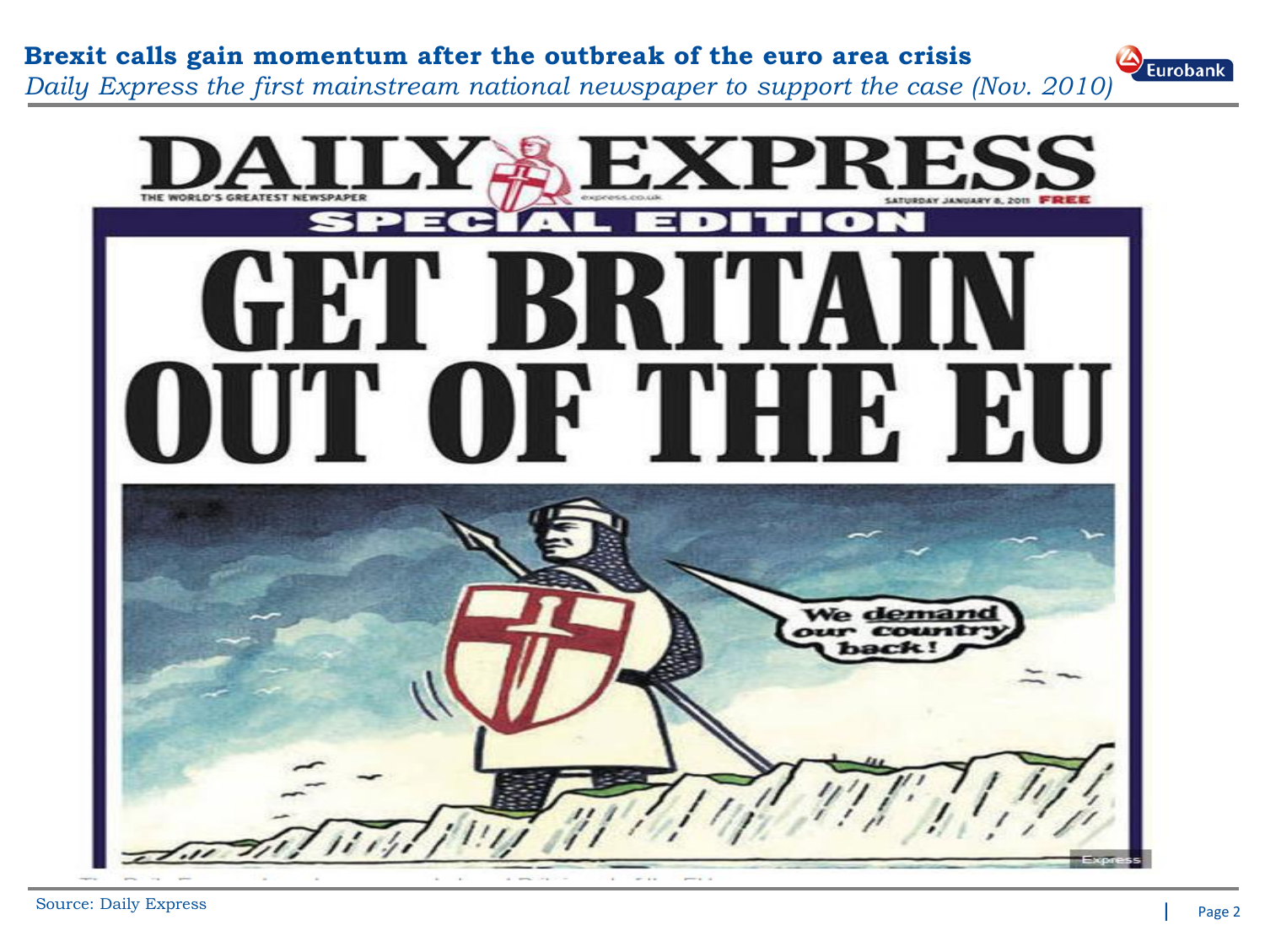**Brexit calls gain momentum after the outbreak of the euro area crisis**

*Daily Express the first mainstream national newspaper to support the case (Nov. 2010)*

DAILY EXPRESS

THE WORLD'S GREATEST NEWSPAPER

express.co.uk

SATURDAY JANUARY 8, 2011 FREE

SPECIAL EDITION

# GET BRITAIN OUT OF THE EU

We demand our country back!

Source: Daily Express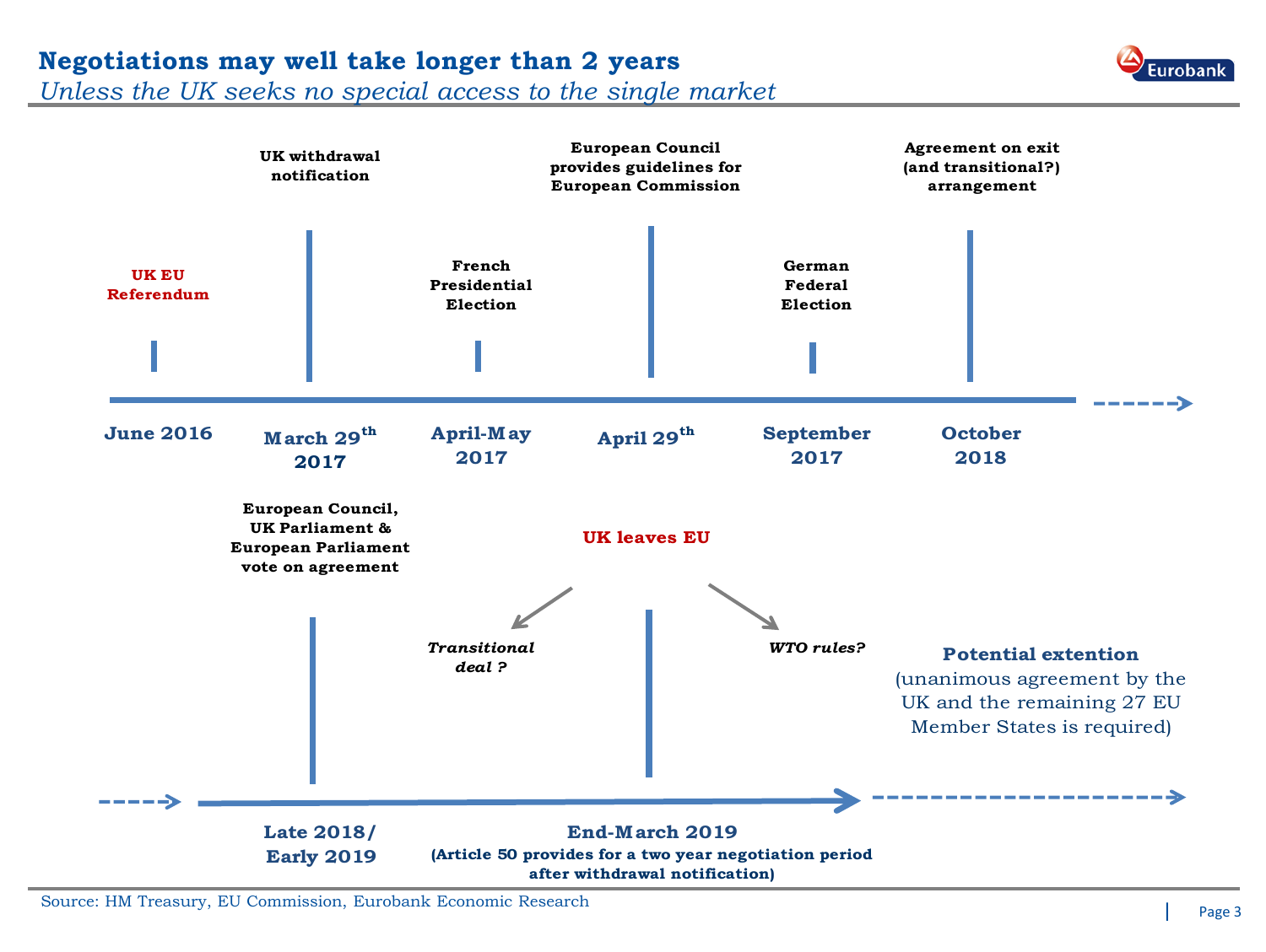# Negotiations may well take longer than 2 years

*Unless the UK seeks no special access to the single market*

- **June 2016** — **UK EU Referendum**
- **March 29th 2017** — **UK withdrawal notification**
- **April-May 2017** — **French Presidential Election**
- **April 29th** — **European Council provides guidelines for European Commission**
- **September 2017** — **German Federal Election**
- **October 2018** — **Agreement on exit (and transitional?) arrangement**
- **Late 2018/ Early 2019** — **European Council, UK Parliament & European Parliament vote on agreement**
- **End-March 2019** **(Article 50 provides for a two year negotiation period after withdrawal notification)** — **UK leaves EU**
  - ***Transitional deal ?***
  - ***WTO rules?***

**Potential extention** (unanimous agreement by the UK and the remaining 27 EU Member States is required)

Source: HM Treasury, EU Commission, Eurobank Economic Research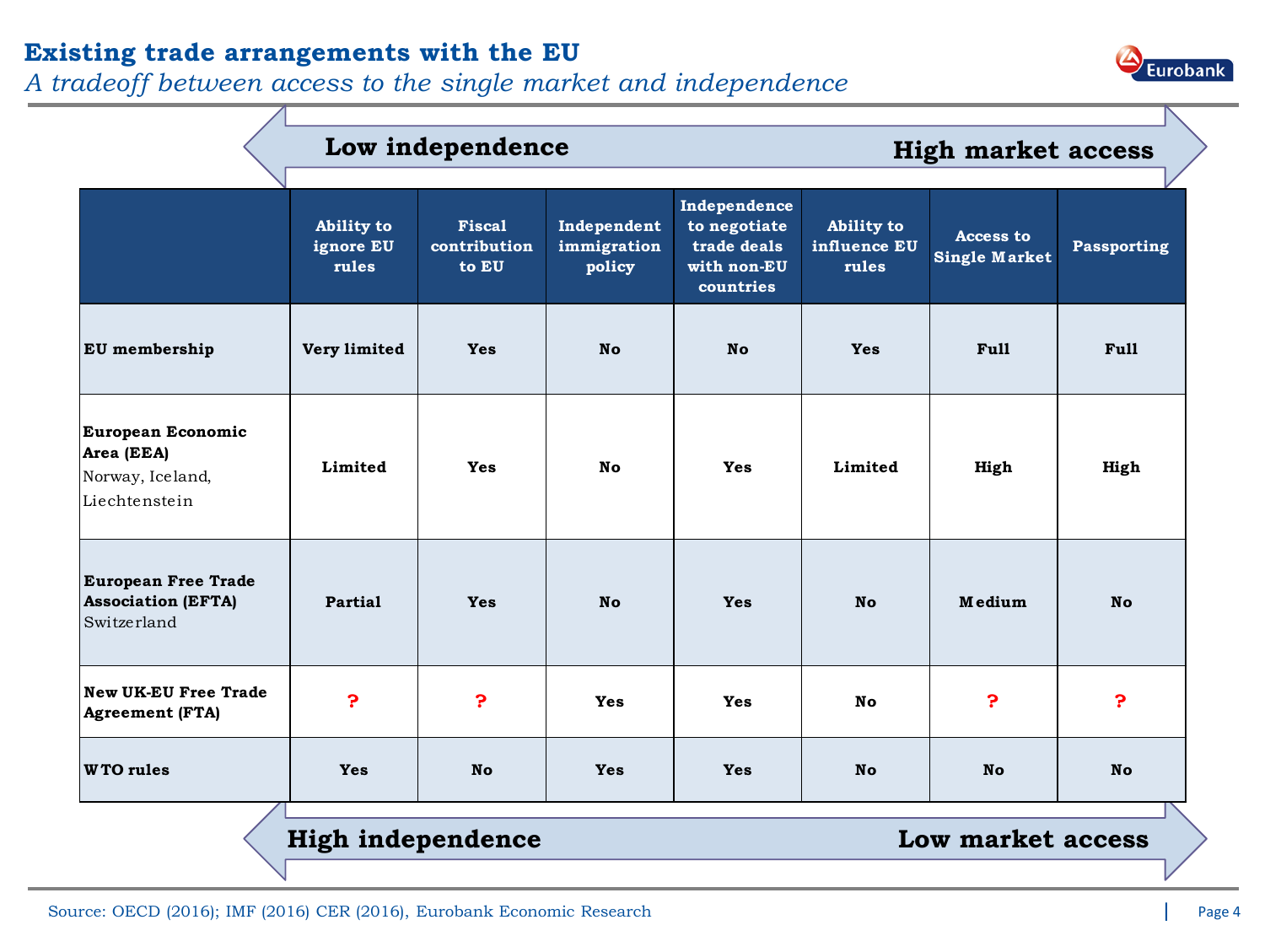## Existing trade arrangements with the EU

*A tradeoff between access to the single market and independence*

**Low independence** — **High market access**

| | Ability to ignore EU rules | Fiscal contribution to EU | Independent immigration policy | Independence to negotiate trade deals with non-EU countries | Ability to influence EU rules | Access to Single Market | Passporting |
|---|---|---|---|---|---|---|---|
| **EU membership** | Very limited | Yes | No | No | Yes | Full | Full |
| **European Economic Area (EEA)** Norway, Iceland, Liechtenstein | Limited | Yes | No | Yes | Limited | High | High |
| **European Free Trade Association (EFTA)** Switzerland | Partial | Yes | No | Yes | No | Medium | No |
| **New UK-EU Free Trade Agreement (FTA)** | ? | ? | Yes | Yes | No | ? | ? |
| **WTO rules** | Yes | No | Yes | Yes | No | No | No |

**High independence** — **Low market access**

Source: OECD (2016); IMF (2016) CER (2016), Eurobank Economic Research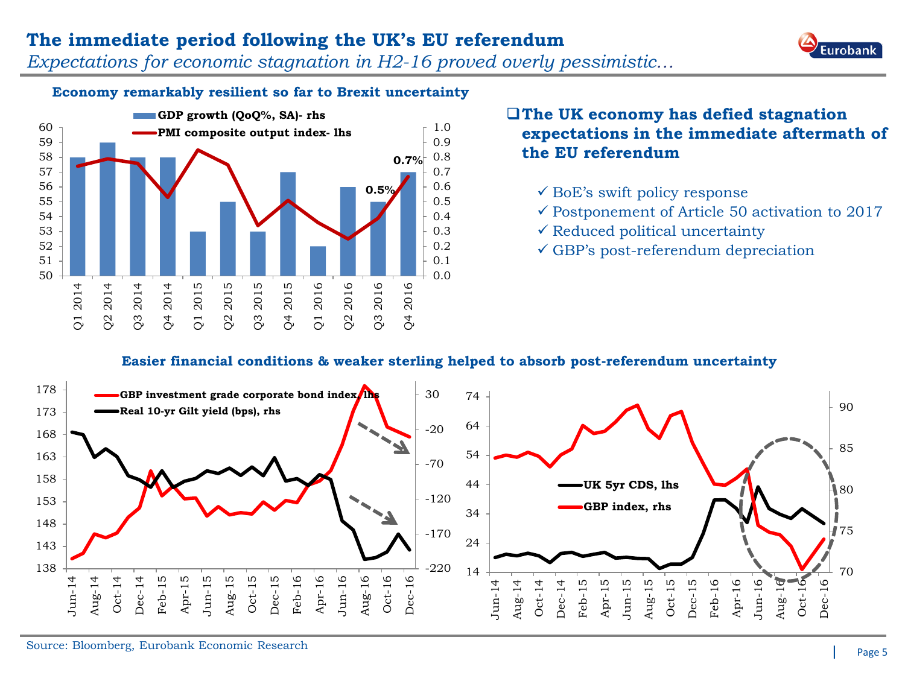# The immediate period following the UK's EU referendum

*Expectations for economic stagnation in H2-16 proved overly pessimistic…*

**Economy remarkably resilient so far to Brexit uncertainty**

- GDP growth (QoQ%, SA)- rhs
- PMI composite output index- lhs

| Quarter | GDP growth (QoQ%, SA) |
|---|---|
| Q1 2014 | 0.8 |
| Q2 2014 | 0.9 |
| Q3 2014 | 0.8 |
| Q4 2014 | 0.8 |
| Q1 2015 | 0.3 |
| Q2 2015 | 0.5 |
| Q3 2015 | 0.3 |
| Q4 2015 | 0.7 |
| Q1 2016 | 0.2 |
| Q2 2016 | 0.6 |
| Q3 2016 | 0.5% |
| Q4 2016 | 0.7% |

**The UK economy has defied stagnation expectations in the immediate aftermath of the EU referendum**

- ✓ BoE's swift policy response
- ✓ Postponement of Article 50 activation to 2017
- ✓ Reduced political uncertainty
- ✓ GBP's post-referendum depreciation

**Easier financial conditions & weaker sterling helped to absorb post-referendum uncertainty**

- GBP investment grade corporate bond index, lhs
- Real 10-yr Gilt yield (bps), rhs

- UK 5yr CDS, lhs
- GBP index, rhs

Source: Bloomberg, Eurobank Economic Research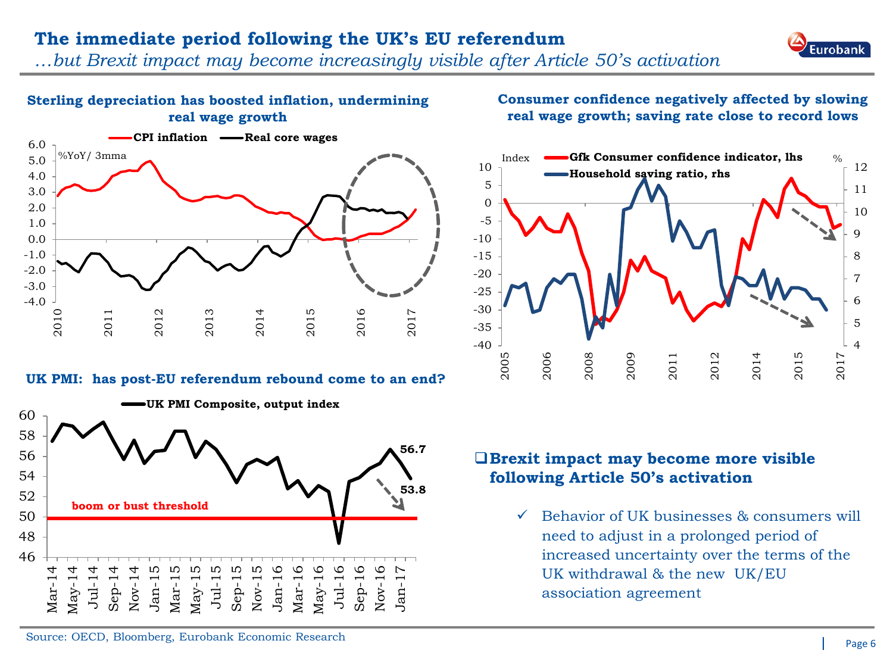# The immediate period following the UK's EU referendum

*…but Brexit impact may become increasingly visible after Article 50's activation*

**Sterling depreciation has boosted inflation, undermining real wage growth**

**Consumer confidence negatively affected by slowing real wage growth; saving rate close to record lows**

**UK PMI: has post-EU referendum rebound come to an end?**

- **Brexit impact may become more visible following Article 50's activation**
  - ✓ Behavior of UK businesses & consumers will need to adjust in a prolonged period of increased uncertainty over the terms of the UK withdrawal & the new UK/EU association agreement

Source: OECD, Bloomberg, Eurobank Economic Research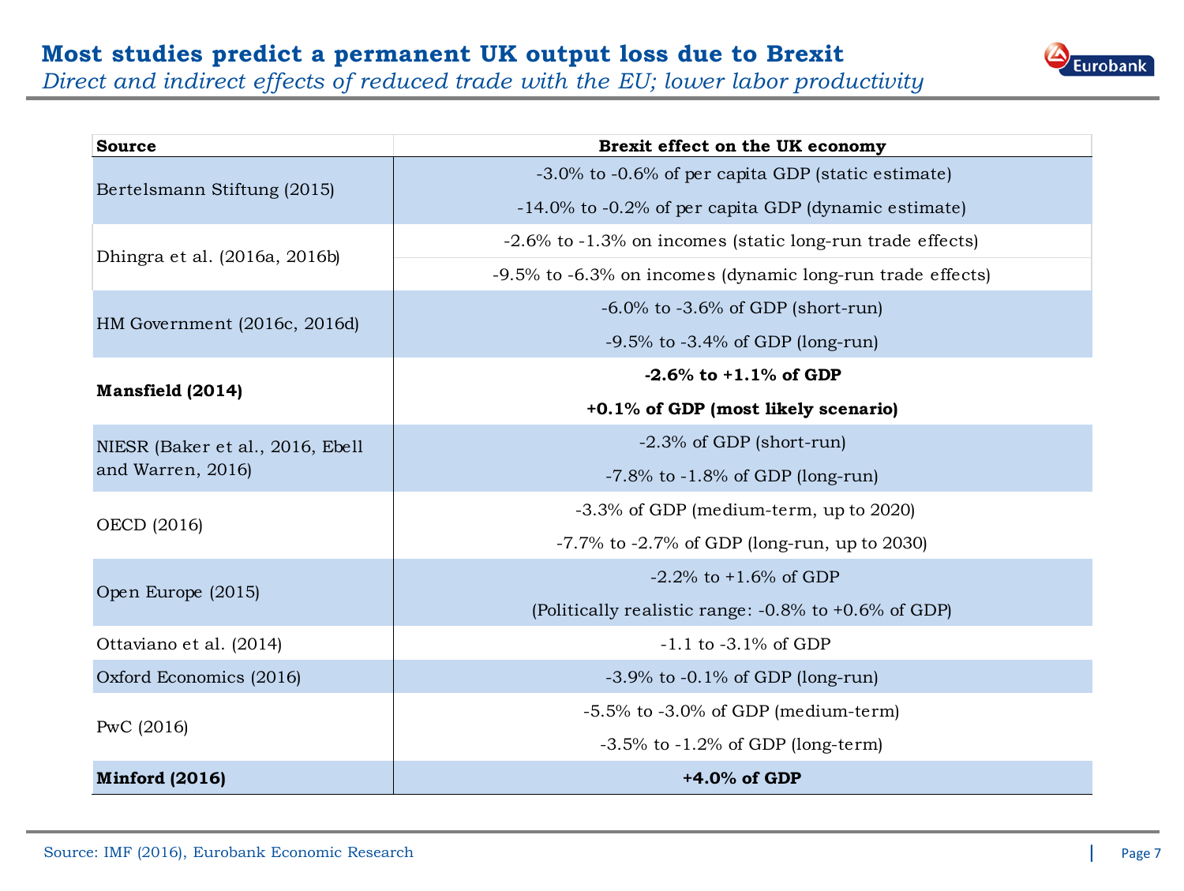## Most studies predict a permanent UK output loss due to Brexit

*Direct and indirect effects of reduced trade with the EU; lower labor productivity*

| Source | Brexit effect on the UK economy |
|---|---|
| Bertelsmann Stiftung (2015) | -3.0% to -0.6% of per capita GDP (static estimate) |
| | -14.0% to -0.2% of per capita GDP (dynamic estimate) |
| Dhingra et al. (2016a, 2016b) | -2.6% to -1.3% on incomes (static long-run trade effects) |
| | -9.5% to -6.3% on incomes (dynamic long-run trade effects) |
| HM Government (2016c, 2016d) | -6.0% to -3.6% of GDP (short-run) |
| | -9.5% to -3.4% of GDP (long-run) |
| **Mansfield (2014)** | **-2.6% to +1.1% of GDP** |
| | **+0.1% of GDP (most likely scenario)** |
| NIESR (Baker et al., 2016, Ebell and Warren, 2016) | -2.3% of GDP (short-run) |
| | -7.8% to -1.8% of GDP (long-run) |
| OECD (2016) | -3.3% of GDP (medium-term, up to 2020) |
| | -7.7% to -2.7% of GDP (long-run, up to 2030) |
| Open Europe (2015) | -2.2% to +1.6% of GDP |
| | (Politically realistic range: -0.8% to +0.6% of GDP) |
| Ottaviano et al. (2014) | -1.1 to -3.1% of GDP |
| Oxford Economics (2016) | -3.9% to -0.1% of GDP (long-run) |
| PwC (2016) | -5.5% to -3.0% of GDP (medium-term) |
| | -3.5% to -1.2% of GDP (long-term) |
| **Minford (2016)** | **+4.0% of GDP** |

Source: IMF (2016), Eurobank Economic Research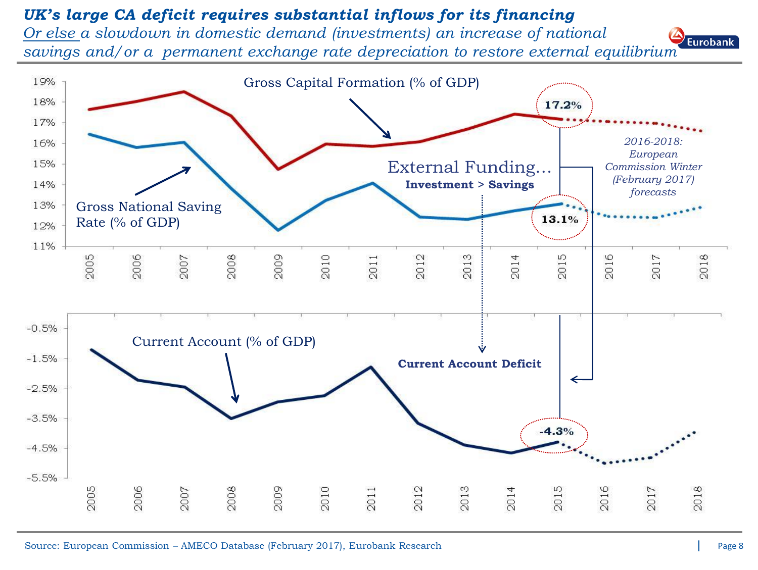## *UK's large CA deficit requires substantial inflows for its financing*

*<u>Or else</u> a slowdown in domestic demand (investments) an increase of national savings and/or a permanent exchange rate depreciation to restore external equilibrium*

Gross Capital Formation (% of GDP)

Gross National Saving Rate (% of GDP)

External Funding…

**Investment > Savings**

17.2%

13.1%

*2016-2018: European Commission Winter (February 2017) forecasts*

Current Account (% of GDP)

**Current Account Deficit**

-4.3%

Source: European Commission – AMECO Database (February 2017), Eurobank Research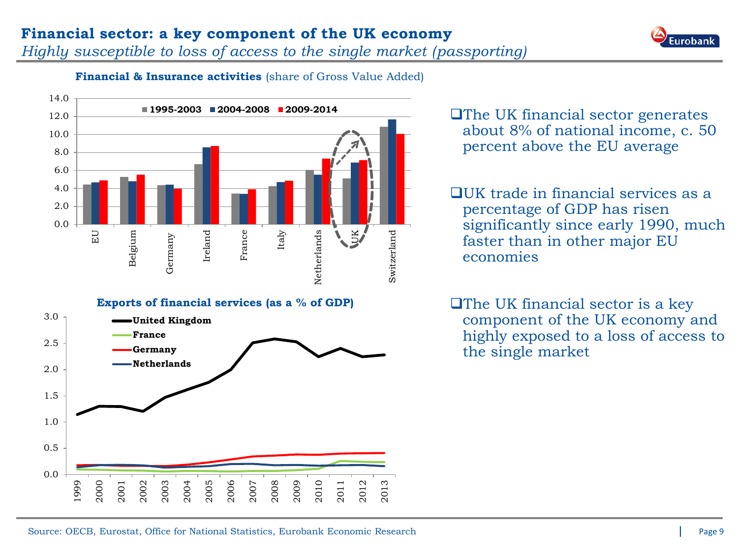## Financial sector: a key component of the UK economy

*Highly susceptible to loss of access to the single market (passporting)*

**Financial & Insurance activities** (share of Gross Value Added)

**Exports of financial services (as a % of GDP)**

- The UK financial sector generates about 8% of national income, c. 50 percent above the EU average
- UK trade in financial services as a percentage of GDP has risen significantly since early 1990, much faster than in other major EU economies
- The UK financial sector is a key component of the UK economy and highly exposed to a loss of access to the single market

Source: OECB, Eurostat, Office for National Statistics, Eurobank Economic Research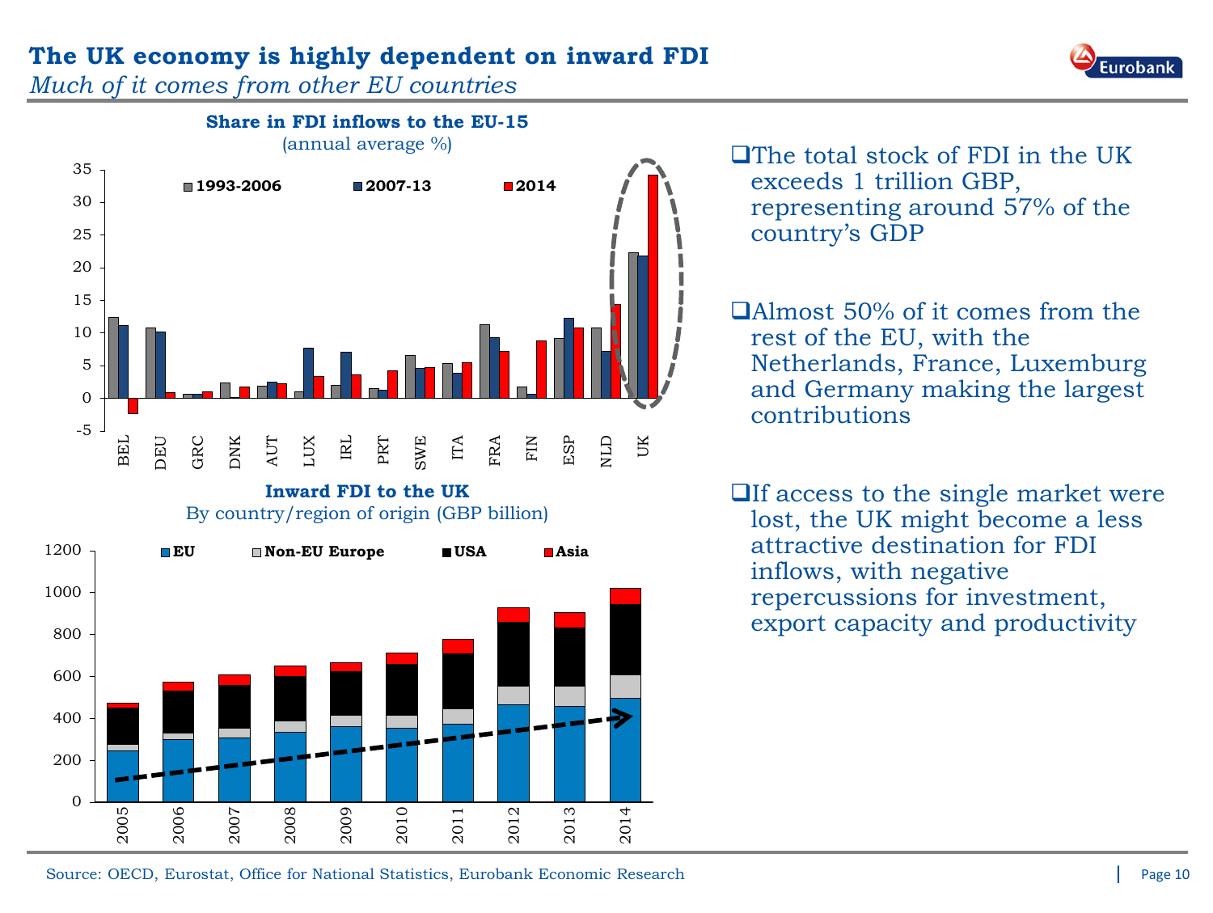# The UK economy is highly dependent on inward FDI

*Much of it comes from other EU countries*

**Share in FDI inflows to the EU-15**

(annual average %)

**Inward FDI to the UK**

By country/region of origin (GBP billion)

- The total stock of FDI in the UK exceeds 1 trillion GBP, representing around 57% of the country's GDP
- Almost 50% of it comes from the rest of the EU, with the Netherlands, France, Luxemburg and Germany making the largest contributions
- If access to the single market were lost, the UK might become a less attractive destination for FDI inflows, with negative repercussions for investment, export capacity and productivity

Source: OECD, Eurostat, Office for National Statistics, Eurobank Economic Research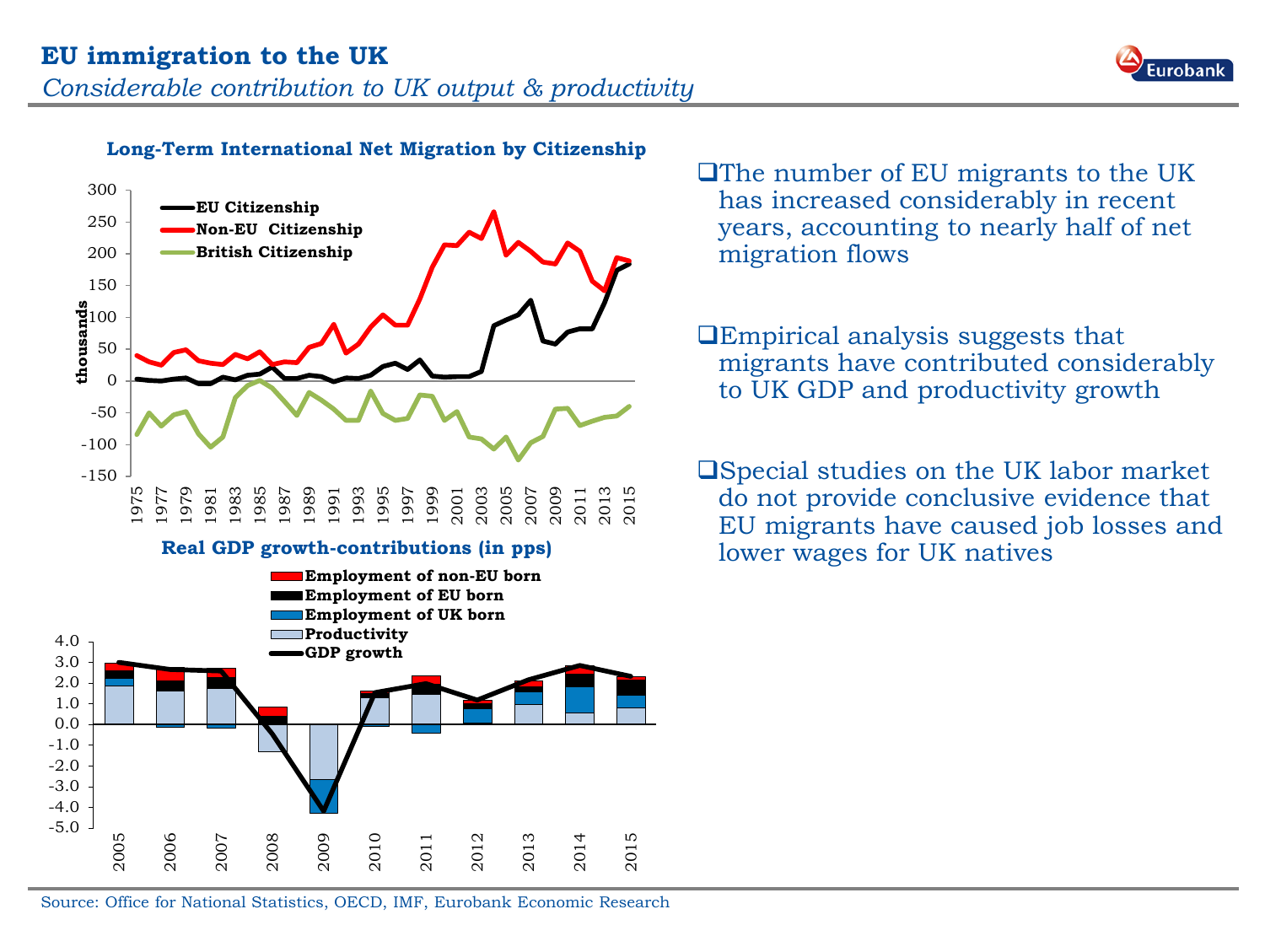# EU immigration to the UK

*Considerable contribution to UK output & productivity*

**Long-Term International Net Migration by Citizenship**

**Real GDP growth-contributions (in pps)**

- The number of EU migrants to the UK has increased considerably in recent years, accounting to nearly half of net migration flows
- Empirical analysis suggests that migrants have contributed considerably to UK GDP and productivity growth
- Special studies on the UK labor market do not provide conclusive evidence that EU migrants have caused job losses and lower wages for UK natives

Source: Office for National Statistics, OECD, IMF, Eurobank Economic Research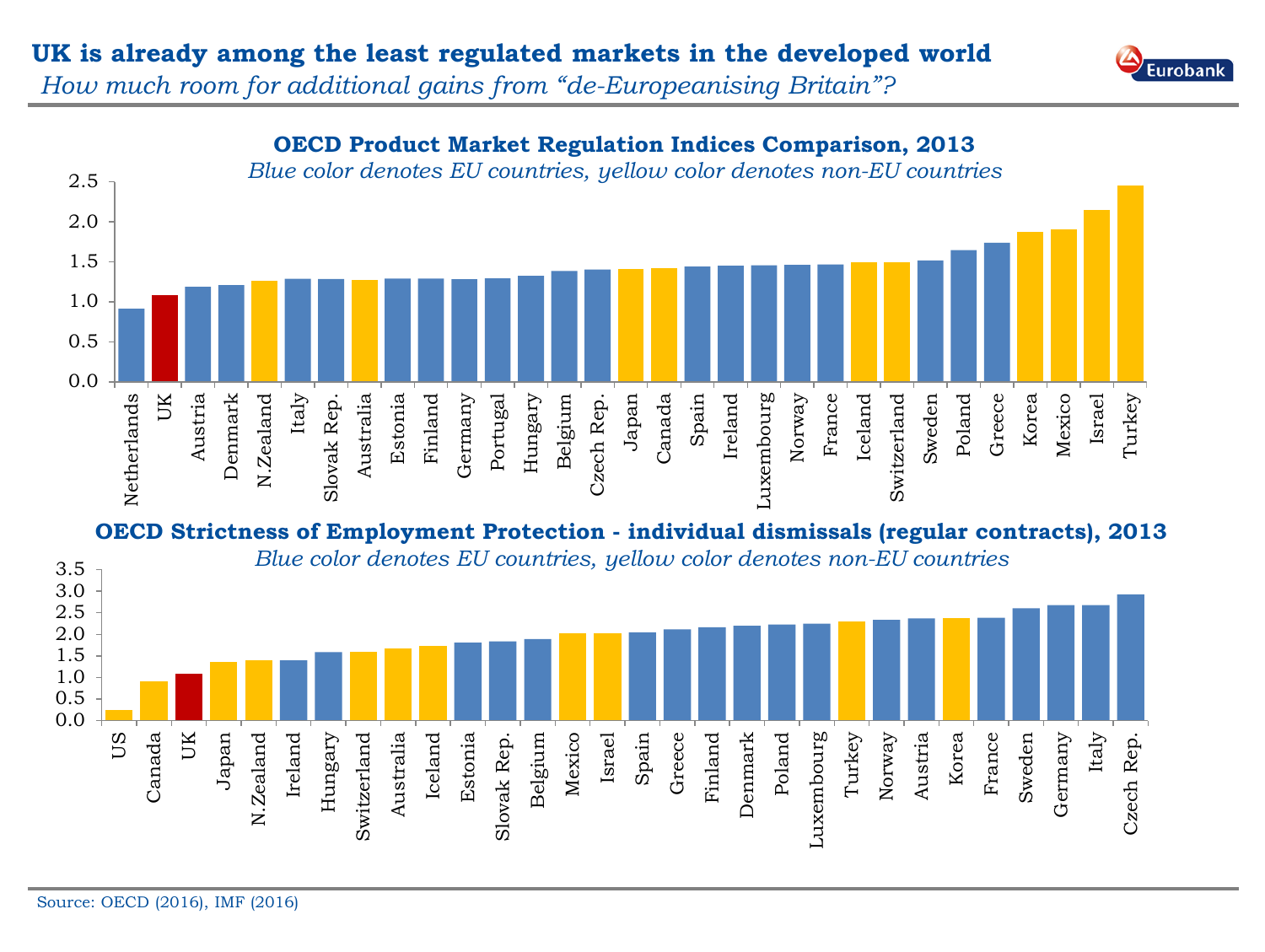# UK is already among the least regulated markets in the developed world

*How much room for additional gains from "de-Europeanising Britain"?*

## OECD Product Market Regulation Indices Comparison, 2013

*Blue color denotes EU countries, yellow color denotes non-EU countries*

Netherlands, UK, Austria, Denmark, N.Zealand, Italy, Slovak Rep., Australia, Estonia, Finland, Germany, Portugal, Hungary, Belgium, Czech Rep., Japan, Canada, Spain, Ireland, Luxembourg, Norway, France, Iceland, Switzerland, Sweden, Poland, Greece, Korea, Mexico, Israel, Turkey

## OECD Strictness of Employment Protection - individual dismissals (regular contracts), 2013

*Blue color denotes EU countries, yellow color denotes non-EU countries*

US, Canada, UK, Japan, N.Zealand, Ireland, Hungary, Switzerland, Australia, Iceland, Estonia, Slovak Rep., Belgium, Mexico, Israel, Spain, Greece, Finland, Denmark, Poland, Luxembourg, Turkey, Norway, Austria, Korea, France, Sweden, Germany, Italy, Czech Rep.

Source: OECD (2016), IMF (2016)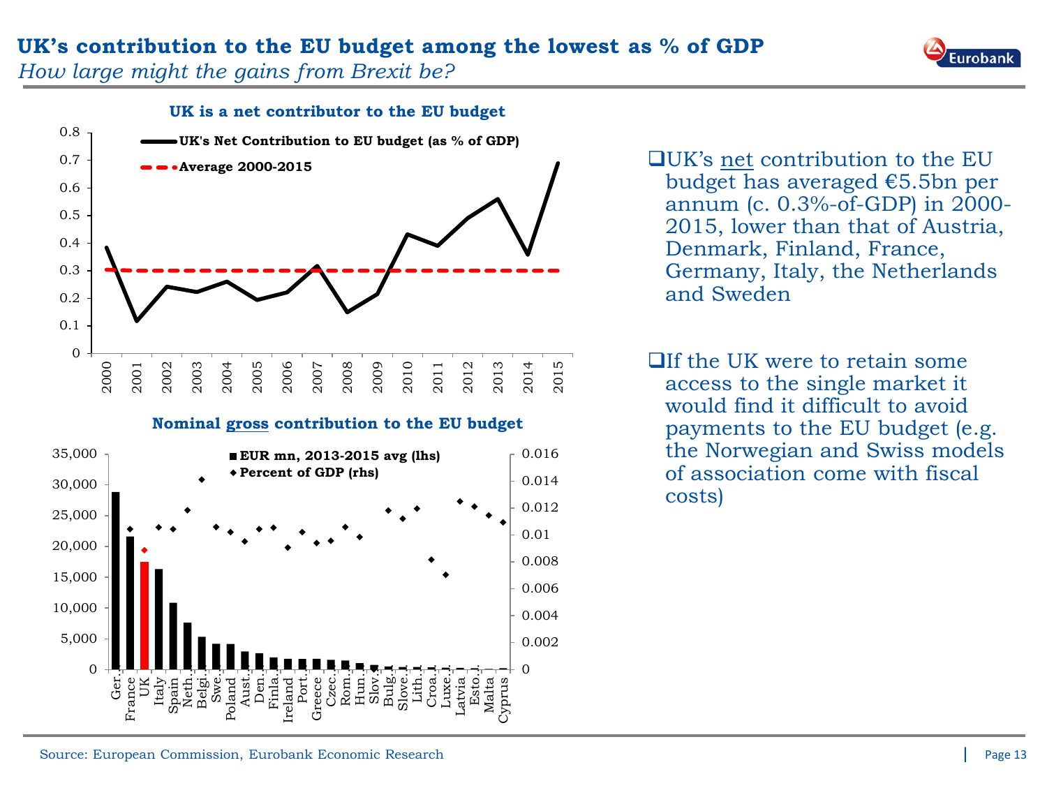# UK's contribution to the EU budget among the lowest as % of GDP

*How large might the gains from Brexit be?*

**UK is a net contributor to the EU budget**

- UK's Net Contribution to EU budget (as % of GDP)
- Average 2000-2015

**Nominal gross contribution to the EU budget**

- EUR mn, 2013-2015 avg (lhs)
- Percent of GDP (rhs)

- UK's net contribution to the EU budget has averaged €5.5bn per annum (c. 0.3%-of-GDP) in 2000-2015, lower than that of Austria, Denmark, Finland, France, Germany, Italy, the Netherlands and Sweden

- If the UK were to retain some access to the single market it would find it difficult to avoid payments to the EU budget (e.g. the Norwegian and Swiss models of association come with fiscal costs)

Source: European Commission, Eurobank Economic Research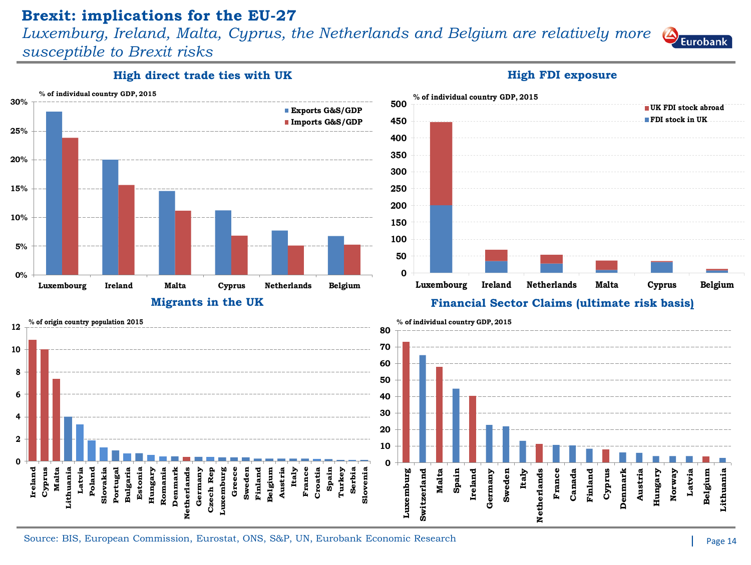# Brexit: implications for the EU-27

*Luxemburg, Ireland, Malta, Cyprus, the Netherlands and Belgium are relatively more susceptible to Brexit risks*

### High direct trade ties with UK

% of individual country GDP, 2015

| Country | Exports G&S/GDP | Imports G&S/GDP |
|---|---|---|
| Luxembourg | ~28% | ~24% |
| Ireland | ~20% | ~16% |
| Malta | ~15% | ~11% |
| Cyprus | ~11% | ~7% |
| Netherlands | ~8% | ~5% |
| Belgium | ~7% | ~5% |

### High FDI exposure

% of individual country GDP, 2015

| Country | FDI stock in UK | UK FDI stock abroad |
|---|---|---|
| Luxembourg | ~200 | ~245 |
| Ireland | ~35 | ~33 |
| Netherlands | ~27 | ~26 |
| Malta | ~8 | ~28 |
| Cyprus | ~33 | ~3 |
| Belgium | ~7 | ~5 |

### Migrants in the UK

% of origin country population 2015

Ireland, Cyprus, Malta, Lithuania, Latvia, Poland, Slovakia, Portugal, Bulgaria, Estonia, Hungary, Romania, Denmark, Netherlands, Germany, Czech Rep, Luxemburg, Greece, Sweden, Finland, Belgium, Austria, Italy, France, Croatia, Spain, Turkey, Serbia, Slovenia

### Financial Sector Claims (ultimate risk basis)

% of individual country GDP, 2015

Luxemburg, Switzerland, Malta, Spain, Ireland, Germany, Sweden, Italy, Netherlands, France, Canada, Finland, Cyprus, Denmark, Austria, Hungary, Norway, Latvia, Belgium, Lithuania

Source: BIS, European Commission, Eurostat, ONS, S&P, UN, Eurobank Economic Research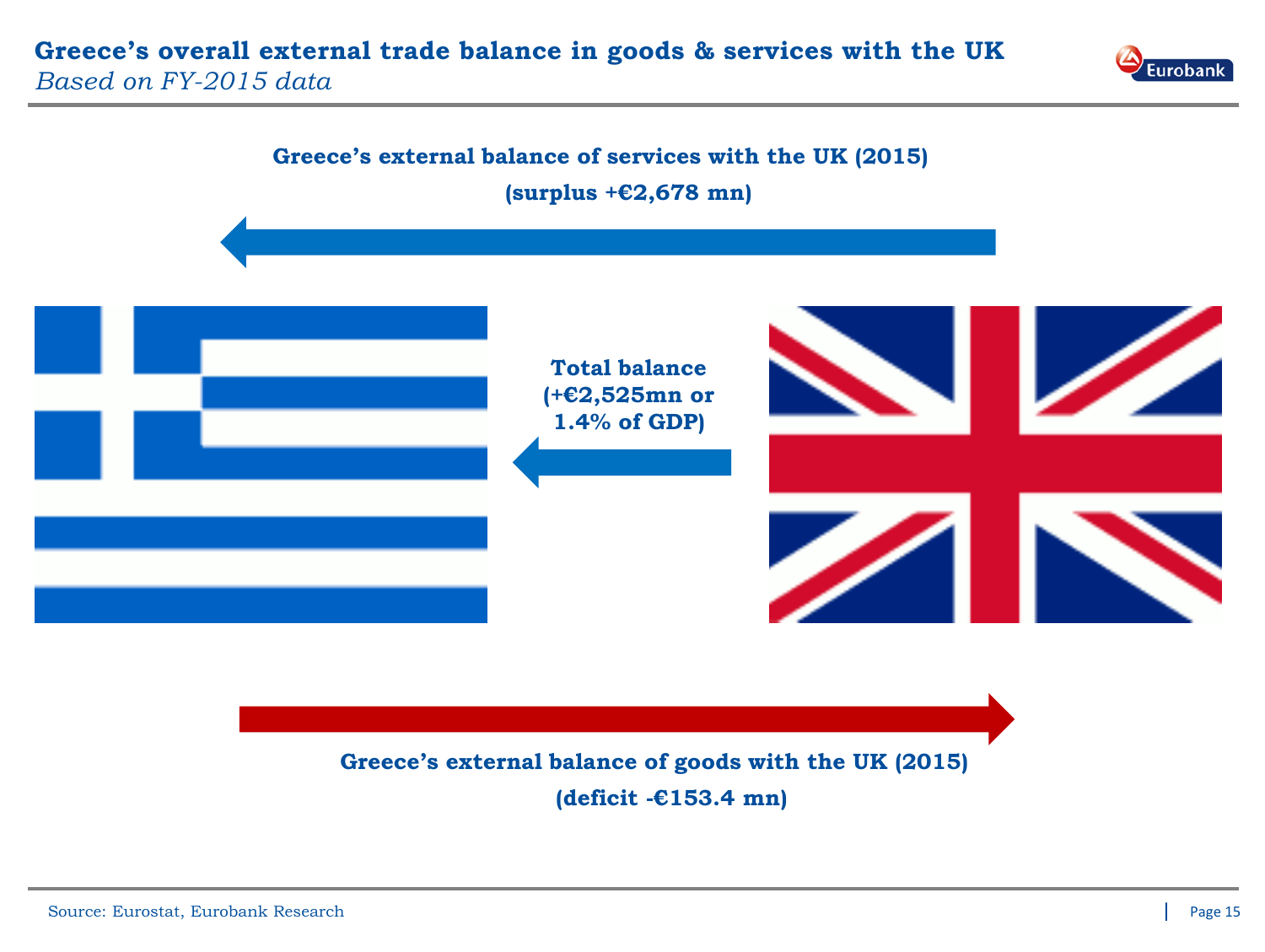## Greece's overall external trade balance in goods & services with the UK

*Based on FY-2015 data*

**Greece's external balance of services with the UK (2015)**

**(surplus +€2,678 mn)**

**Total balance (+€2,525mn or 1.4% of GDP)**

**Greece's external balance of goods with the UK (2015)**

**(deficit -€153.4 mn)**

Source: Eurostat, Eurobank Research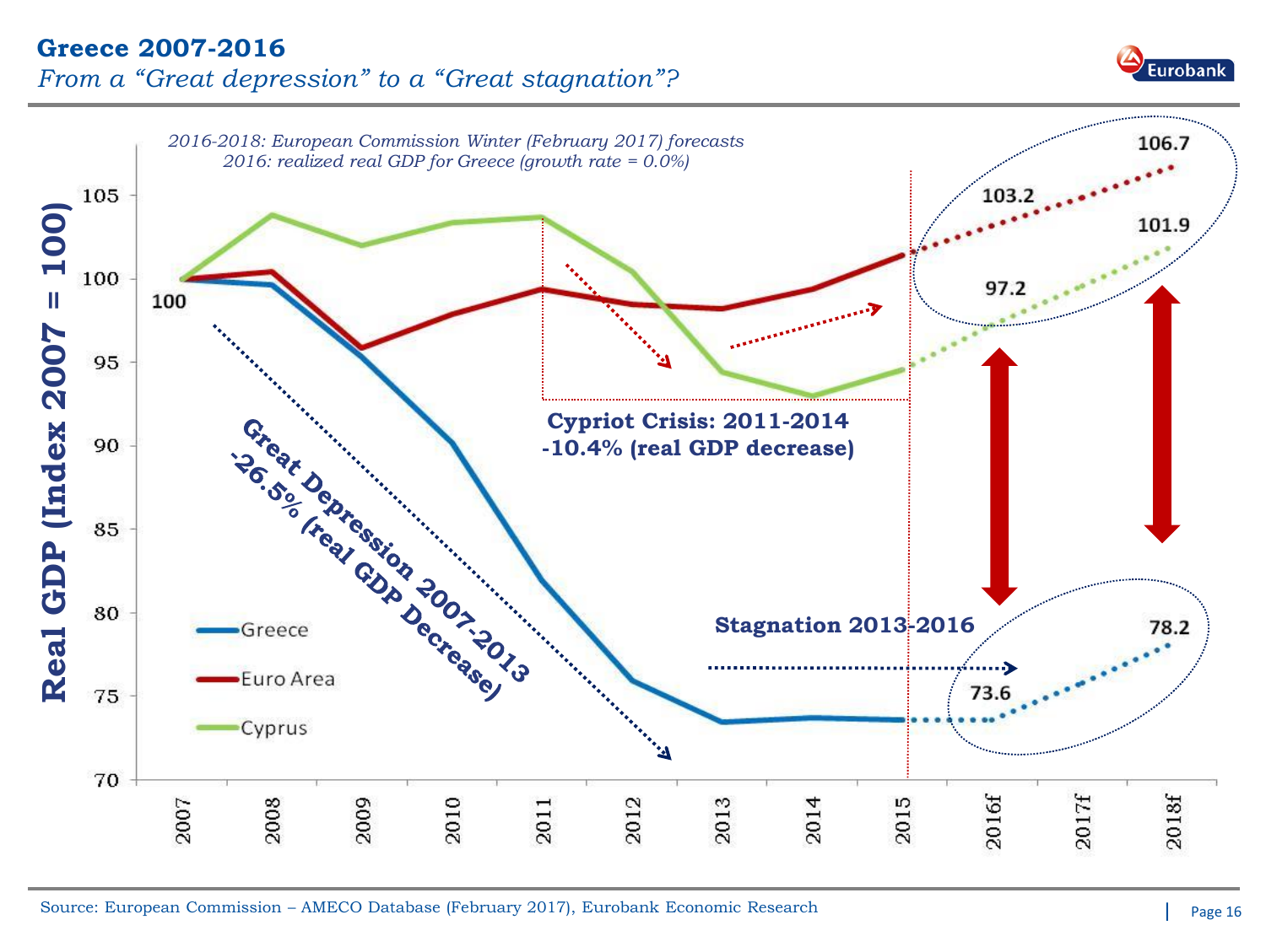# Greece 2007-2016

*From a "Great depression" to a "Great stagnation"?*

*2016-2018: European Commission Winter (February 2017) forecasts*
*2016: realized real GDP for Greece (growth rate = 0.0%)*

Real GDP (Index 2007 = 100)

Legend: Greece, Euro Area, Cyprus

- 100 (2007)
- **Great Depression 2007-2013 -26.5% (real GDP Decrease)**
- **Cypriot Crisis: 2011-2014 -10.4% (real GDP decrease)**
- **Stagnation 2013-2016**
- Euro Area: 103.2 (2016f), 106.7 (2018f)
- Cyprus: 97.2 (2016f), 101.9 (2018f)
- Greece: 73.6 (2016f), 78.2 (2018f)

Years: 2007, 2008, 2009, 2010, 2011, 2012, 2013, 2014, 2015, 2016f, 2017f, 2018f

Source: European Commission – AMECO Database (February 2017), Eurobank Economic Research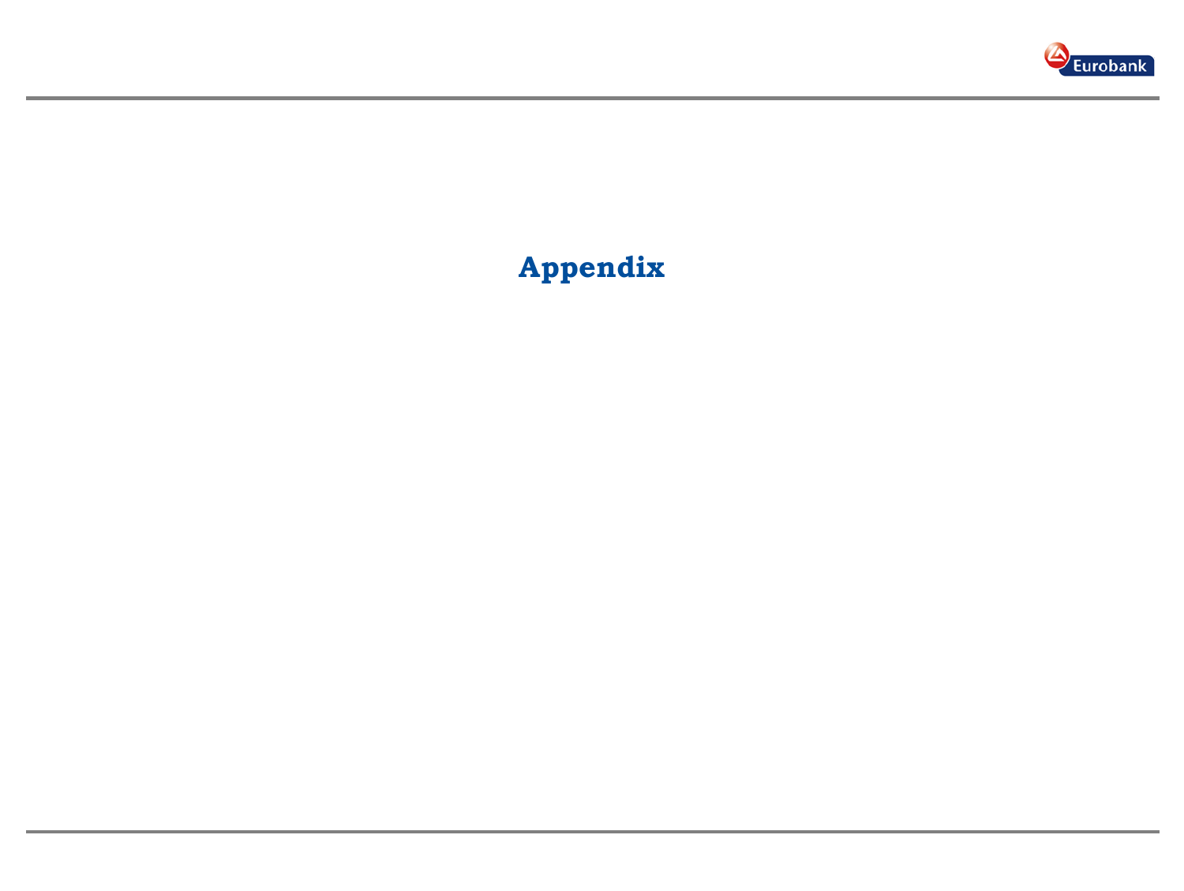# Appendix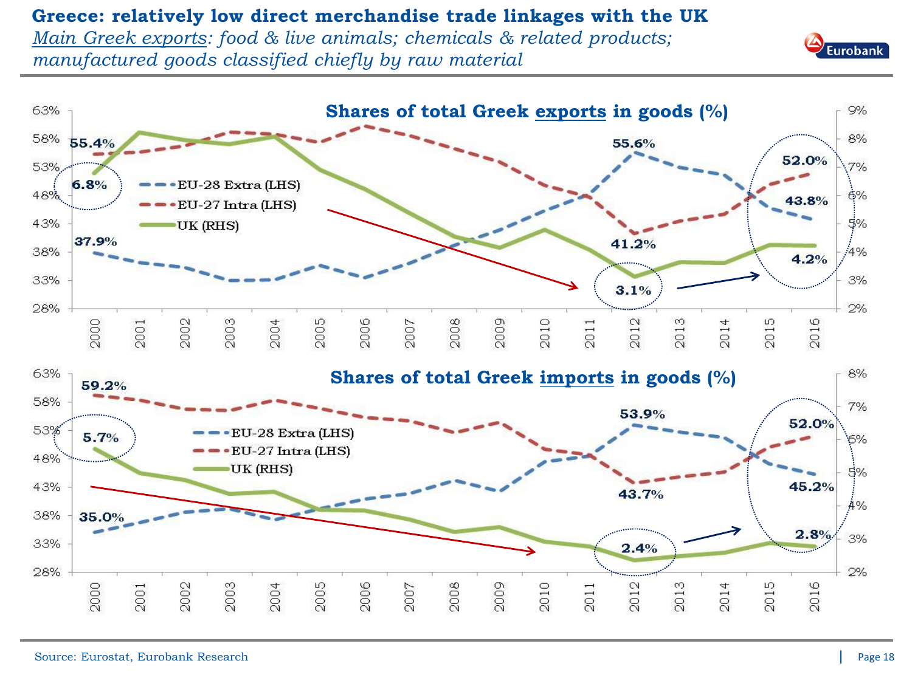# Greece: relatively low direct merchandise trade linkages with the UK

*Main Greek exports: food & live animals; chemicals & related products; manufactured goods classified chiefly by raw material*

### Shares of total Greek exports in goods (%)

- EU-28 Extra (LHS)
- EU-27 Intra (LHS)
- UK (RHS)

55.4%, 6.8%, 37.9%, 55.6%, 41.2%, 3.1%, 52.0%, 43.8%, 4.2%

### Shares of total Greek imports in goods (%)

- EU-28 Extra (LHS)
- EU-27 Intra (LHS)
- UK (RHS)

59.2%, 5.7%, 35.0%, 53.9%, 43.7%, 2.4%, 52.0%, 45.2%, 2.8%

Source: Eurostat, Eurobank Research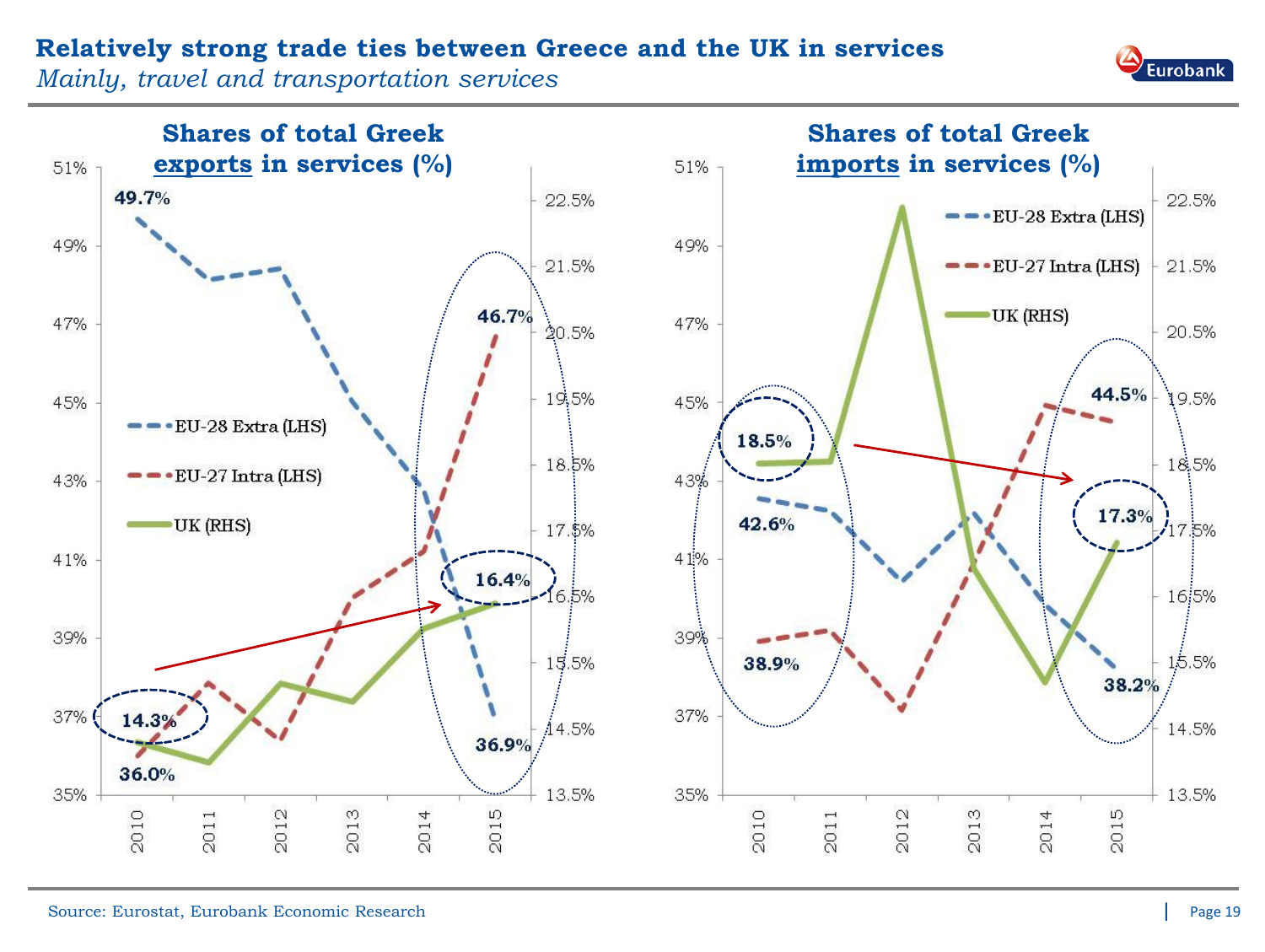# Relatively strong trade ties between Greece and the UK in services

*Mainly, travel and transportation services*

## Shares of total Greek exports in services (%)

EU-28 Extra (LHS)
EU-27 Intra (LHS)
UK (RHS)

49.7%
46.7%
16.4%
14.3%
36.0%
36.9%

51%
49%
47%
45%
43%
41%
39%
37%
35%

22.5%
21.5%
20.5%
19.5%
18.5%
17.5%
16.5%
15.5%
14.5%
13.5%

2010
2011
2012
2013
2014
2015

## Shares of total Greek imports in services (%)

EU-28 Extra (LHS)
EU-27 Intra (LHS)
UK (RHS)

18.5%
42.6%
38.9%
44.5%
17.3%
38.2%

51%
49%
47%
45%
43%
41%
39%
37%
35%

22.5%
21.5%
20.5%
19.5%
18.5%
17.5%
16.5%
15.5%
14.5%
13.5%

2010
2011
2012
2013
2014
2015

Source: Eurostat, Eurobank Economic Research